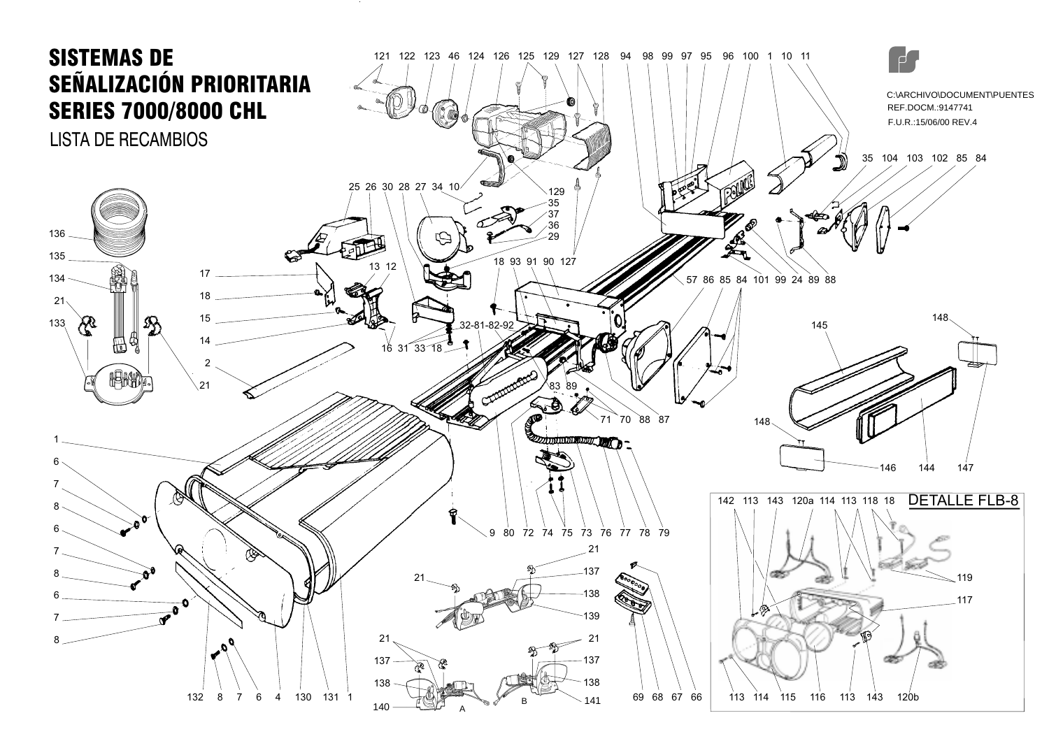# SISTEMAS DE SEÑALIZACIÓN PRIORITARIA SERIES 7000/8000 CHL

## LISTA DE RECAMBIOS

C:\ARCHIVO\DOCUMENT\PUENTES
REF.DOCM.:9147741
F.U.R.:15/06/00 REV.4

DETALLE FLB-8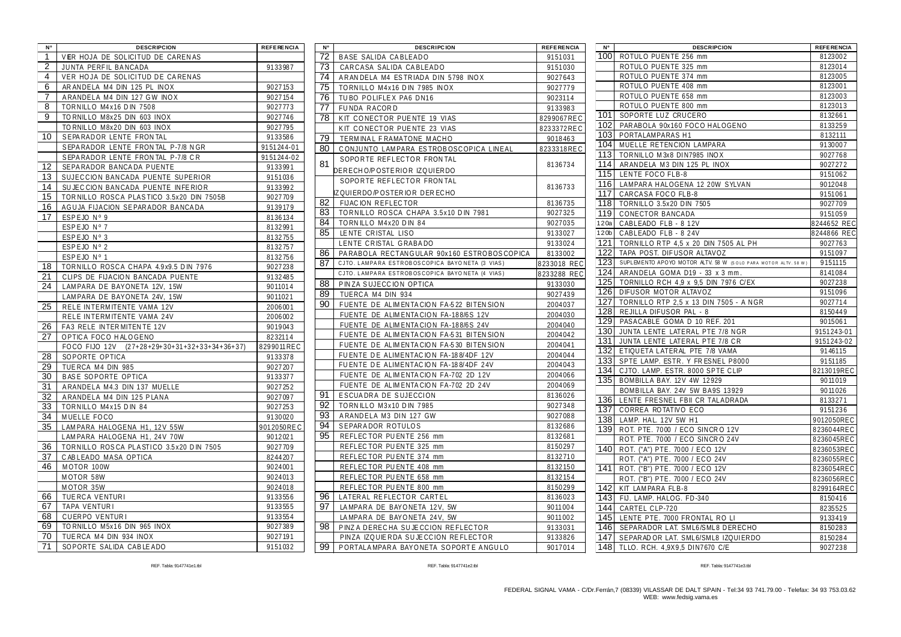| N° | DESCRIPCION | REFERENCIA |
|---|---|---|
| 1 | VER HOJA DE SOLICITUD DE CARENAS | |
| 2 | JUNTA PERFIL BANCADA | 9133987 |
| 4 | VER HOJA DE SOLICITUD DE CARENAS | |
| 6 | ARANDELA M4 DIN 125 PL INOX | 9027153 |
| 7 | ARANDELA M4 DIN 127 GW INOX | 9027154 |
| 8 | TORNILLO M4x16 DIN 7508 | 9027773 |
| 9 | TORNILLO M8x25 DIN 603 INOX | 9027746 |
| | TORNILLO M8x20 DIN 603 INOX | 9027795 |
| 10 | SEPARADOR LENTE FRONTAL | 9133586 |
| | SEPARADOR LENTE FRONTAL P-7/8 NGR | 9151244-01 |
| | SEPARADOR LENTE FRONTAL P-7/8 CR | 9151244-02 |
| 12 | SEPARADOR BANCADA PUENTE | 9133991 |
| 13 | SUJECCION BANCADA PUENTE SUPERIOR | 9151036 |
| 14 | SUJECCION BANCADA PUENTE INFERIOR | 9133992 |
| 15 | TORNILLO ROSCA PLASTICO 3.5x20 DIN 7505B | 9027709 |
| 16 | AGUJA FIJACION SEPARADOR BANCADA | 9139179 |
| 17 | ESPEJO Nº 9 | 8136134 |
| | ESPEJO Nº 7 | 8132991 |
| | ESPEJO Nº 3 | 8132755 |
| | ESPEJO Nº 2 | 8132757 |
| | ESPEJO Nº 1 | 8132756 |
| 18 | TORNILLO ROSCA CHAPA 4.9x9.5 DIN 7976 | 9027238 |
| 21 | CLIPS DE FIJACION BANCADA PUENTE | 9132485 |
| 24 | LAMPARA DE BAYONETA 12V, 15W | 9011014 |
| | LAMPARA DE BAYONETA 24V, 15W | 9011021 |
| 25 | RELE INTERMITENTE VAMA 12V | 2006001 |
| | RELE INTERMITENTE VAMA 24V | 2006002 |
| 26 | FA3 RELE INTERMITENTE 12V | 9019043 |
| 27 | OPTICA FOCO HALOGENO | 8232114 |
| | FOCO FIJO 12V (27+28+29+30+31+32+33+34+36+37) | 8299011REC |
| 28 | SOPORTE OPTICA | 9133378 |
| 29 | TUERCA M4 DIN 985 | 9027207 |
| 30 | BASE SOPORTE OPTICA | 9133377 |
| 31 | ARANDELA M4.3 DIN 137 MUELLE | 9027252 |
| 32 | ARANDELA M4 DIN 125 PLANA | 9027097 |
| 33 | TORNILLO M4x15 DIN 84 | 9027253 |
| 34 | MUELLE FOCO | 9130020 |
| 35 | LAMPARA HALOGENA H1, 12V 55W | 9012050REC |
| | LAMPARA HALOGENA H1, 24V 70W | 9012021 |
| 36 | TORNILLO ROSCA PLASTICO 3.5x20 DIN 7505 | 9027709 |
| 37 | CABLEADO MASA OPTICA | 8244207 |
| 46 | MOTOR 100W | 9024001 |
| | MOTOR 58W | 9024013 |
| | MOTOR 35W | 9024018 |
| 66 | TUERCA VENTURI | 9133556 |
| 67 | TAPA VENTURI | 9133555 |
| 68 | CUERPO VENTURI | 9133554 |
| 69 | TORNILLO M5x16 DIN 965 INOX | 9027389 |
| 70 | TUERCA M4 DIN 934 INOX | 9027191 |
| 71 | SOPORTE SALIDA CABLEADO | 9151032 |

REF. Tabla: 9147741e1.tbl

| N° | DESCRIPCION | REFERENCIA |
|---|---|---|
| 72 | BASE SALIDA CABLEADO | 9151031 |
| 73 | CARCASA SALIDA CABLEADO | 9151030 |
| 74 | ARANDELA M4 ESTRIADA DIN 5798 INOX | 9027643 |
| 75 | TORNILLO M4x16 DIN 7985 INOX | 9027779 |
| 76 | TUBO POLIFLEX PA6 DN16 | 9023114 |
| 77 | FUNDA RACORD | 9133983 |
| 78 | KIT CONECTOR PUENTE 19 VIAS | 8299067REC |
| | KIT CONECTOR PUENTE 23 VIAS | 8233372REC |
| 79 | TERMINAL FRAMATONE MACHO | 9018463 |
| 80 | CONJUNTO LAMPARA ESTROBOSCOPICA LINEAL | 8233318REC |
| 81 | SOPORTE REFLECTOR FRONTAL DERECHO/POSTERIOR IZQUIERDO | 8136734 |
| | SOPORTE REFLECTOR FRONTAL IZQUIERDO/POSTERIOR DERECHO | 8136733 |
| 82 | FIJACION REFLECTOR | 8136735 |
| 83 | TORNILLO ROSCA CHAPA 3.5x10 DIN 7981 | 9027325 |
| 84 | TORNILLO M4x20 DIN 84 | 9027035 |
| 85 | LENTE CRISTAL LISO | 9133027 |
| | LENTE CRISTAL GRABADO | 9133024 |
| 86 | PARABOLA RECTANGULAR 90x160 ESTROBOSCOPICA | 8133002 |
| 87 | CJTO. LAMPARA ESTROBOSCOPICA BAYONETA (3 VIAS) | 8233018 REC |
| | CJTO. LAMPARA ESTROBOSCOPICA BAYONETA (4 VIAS) | 8233288 REC |
| 88 | PINZA SUJECCION OPTICA | 9133030 |
| 89 | TUERCA M4 DIN 934 | 9027439 |
| 90 | FUENTE DE ALIMENTACION FA-522 BITENSION | 2004037 |
| | FUENTE DE ALIMENTACION FA-188/6S 12V | 2004030 |
| | FUENTE DE ALIMENTACION FA-188/6S 24V | 2004040 |
| | FUENTE DE ALIMENTACION FA-531 BITENSION | 2004042 |
| | FUENTE DE ALIMENTACION FA-530 BITENSION | 2004041 |
| | FUENTE DE ALIMENTACION FA-188/4DF 12V | 2004044 |
| | FUENTE DE ALIMENTACION FA-188/4DF 24V | 2004043 |
| | FUENTE DE ALIMENTACION FA-702 2D 12V | 2004066 |
| | FUENTE DE ALIMENTACION FA-702 2D 24V | 2004069 |
| 91 | ESCUADRA DE SUJECCION | 8136026 |
| 92 | TORNILLO M3x10 DIN 7985 | 9027348 |
| 93 | ARANDELA M3 DIN 127 GW | 9027088 |
| 94 | SEPARADOR ROTULOS | 8132686 |
| 95 | REFLECTOR PUENTE 256 mm | 8132681 |
| | REFLECTOR PUENTE 325 mm | 8150297 |
| | REFLECTOR PUENTE 374 mm | 8132710 |
| | REFLECTOR PUENTE 408 mm | 8132150 |
| | REFLECTOR PUENTE 658 mm | 8132154 |
| | REFLECTOR PUENTE 800 mm | 8150299 |
| 96 | LATERAL REFLECTOR CARTEL | 8136023 |
| 97 | LAMPARA DE BAYONETA 12V, 5W | 9011004 |
| | LAMPARA DE BAYONETA 24V, 5W | 9011002 |
| 98 | PINZA DERECHA SUJECCION REFLECTOR | 9133031 |
| | PINZA IZQUIERDA SUJECCION REFLECTOR | 9133826 |
| 99 | PORTALAMPARA BAYONETA SOPORTE ANGULO | 9017014 |

REF. Tabla: 9147741e2.tbl

| N° | DESCRIPCION | REFERENCIA |
|---|---|---|
| 100 | ROTULO PUENTE 256 mm | 8123002 |
| | ROTULO PUENTE 325 mm | 8123014 |
| | ROTULO PUENTE 374 mm | 8123005 |
| | ROTULO PUENTE 408 mm | 8123001 |
| | ROTULO PUENTE 658 mm | 8123003 |
| | ROTULO PUENTE 800 mm | 8123013 |
| 101 | SOPORTE LUZ CRUCERO | 8132661 |
| 102 | PARABOLA 90x160 FOCO HALOGENO | 8133259 |
| 103 | PORTALAMPARAS H1 | 8132111 |
| 104 | MUELLE RETENCION LAMPARA | 9130007 |
| 113 | TORNILLO M3x8 DIN7985 INOX | 9027768 |
| 114 | ARANDELA M3 DIN 125 PL INOX | 9027272 |
| 115 | LENTE FOCO FLB-8 | 9151062 |
| 116 | LAMPARA HALOGENA 12 20W SYLVAN | 9012048 |
| 117 | CARCASA FOCO FLB-8 | 9151061 |
| 118 | TORNILLO 3.5x20 DIN 7505 | 9027709 |
| 119 | CONECTOR BANCADA | 9151059 |
| 120a | CABLEADO FLB - 8 12V | 8244652 REC |
| 120b | CABLEADO FLB - 8 24V | 8244866 REC |
| 121 | TORNILLO RTP 4,5 x 20 DIN 7505 AL PH | 9027763 |
| 122 | TAPA POST. DIFUSOR ALTAVOZ | 9151097 |
| 123 | SUPLEMENTO APOYO MOTOR ALTV. 58 W (SOLO PARA MOTOR ALTV. 58 W) | 9151115 |
| 124 | ARANDELA GOMA D19 - 33 x 3 mm. | 8141084 |
| 125 | TORNILLO RCH 4,9 x 9,5 DIN 7976 C/EX | 9027238 |
| 126 | DIFUSOR MOTOR ALTAVOZ | 9151096 |
| 127 | TORNILLO RTP 2,5 x 13 DIN 7505 - A NGR | 9027714 |
| 128 | REJILLA DIFUSOR PAL - 8 | 8150449 |
| 129 | PASACABLE GOMA D 10 REF. 201 | 9015061 |
| 130 | JUNTA LENTE LATERAL PTE 7/8 NGR | 9151243-01 |
| 131 | JUNTA LENTE LATERAL PTE 7/8 CR | 9151243-02 |
| 132 | ETIQUETA LATERAL PTE 7/8 VAMA | 9146115 |
| 133 | SPTE LAMP. ESTR. Y FRESNEL P8000 | 9151185 |
| 134 | CJTO. LAMP. ESTR. 8000 SPTE CLIP | 8213019REC |
| 135 | BOMBILLA BAY. 12V 4W 12929 | 9011019 |
| | BOMBILLA BAY. 24V 5W BA9S 13929 | 9011026 |
| 136 | LENTE FRESNEL FBII CR TALADRADA | 8133271 |
| 137 | CORREA ROTATIVO ECO | 9151236 |
| 138 | LAMP. HAL. 12V 5W H1 | 9012050REC |
| 139 | ROT. PTE. 7000 / ECO SINCRO 12V | 8236044REC |
| | ROT. PTE. 7000 / ECO SINCRO 24V | 8236045REC |
| 140 | ROT. ("A") PTE. 7000 / ECO 12V | 8236053REC |
| | ROT. ("A") PTE. 7000 / ECO 24V | 8236055REC |
| 141 | ROT. ("B") PTE. 7000 / ECO 12V | 8236054REC |
| | ROT. ("B") PTE. 7000 / ECO 24V | 8236056REC |
| 142 | KIT LAMPARA FLB-8 | 8299164REC |
| 143 | FIJ. LAMP. HALOG. FD-340 | 8150416 |
| 144 | CARTEL CLP-720 | 8235525 |
| 145 | LENTE PTE. 7000 FRONTAL RO LI | 9133419 |
| 146 | SEPARADOR LAT. SML6/SML8 DERECHO | 8150283 |
| 147 | SEPARADOR LAT. SML6/SML8 IZQUIERDO | 8150284 |
| 148 | TLLO. RCH. 4,9X9,5 DIN7670 C/E | 9027238 |

REF. Tabla: 9147741e3.tbl

FEDERAL SIGNAL VAMA - C/Dr.Ferrán,7 (08339) VILASSAR DE DALT SPAIN - Tel:34 93 741.79.00 - Telefax: 34 93 753.03.62
WEB: www.fedsig.vama.es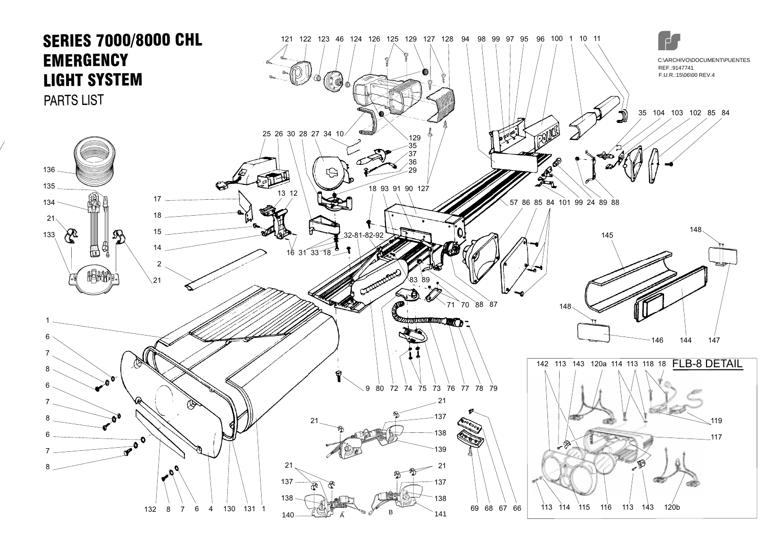# SERIES 7000/8000 CHL EMERGENCY LIGHT SYSTEM

PARTS LIST

C:\ARCHIVO\DOCUMENT\PUENTES
REF.:9147741
F.U.R.:15\06\00 REV.4

FLB-8 DETAIL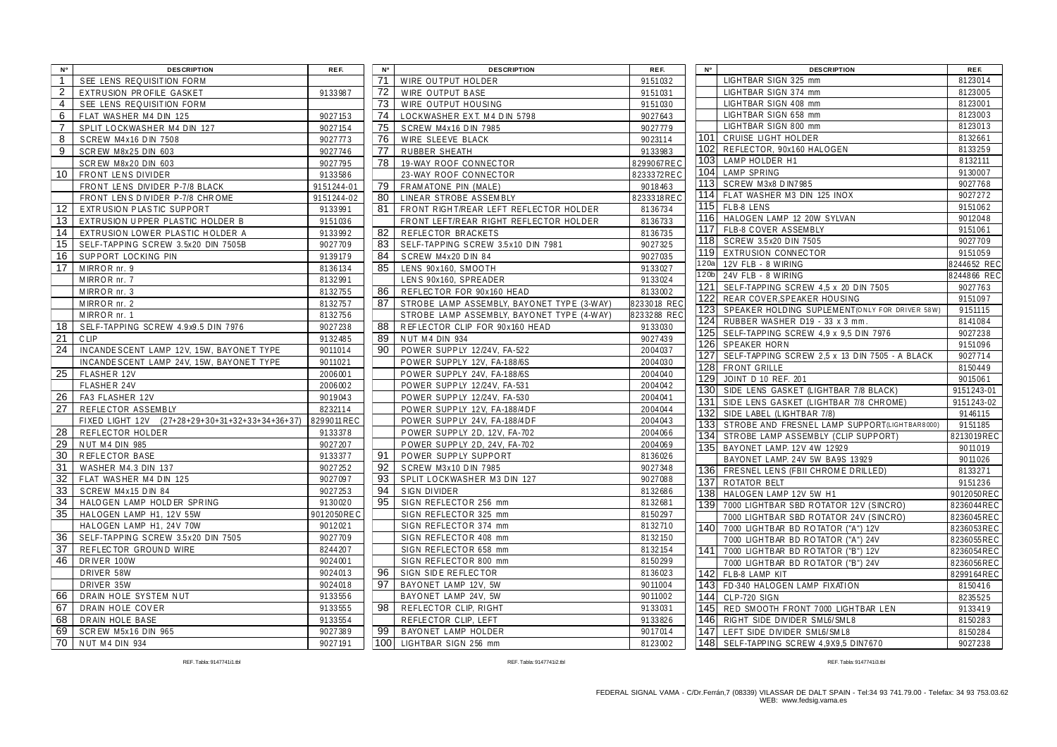| Nº | DESCRIPTION | REF. |
|---|---|---|
| 1 | SEE LENS REQUISITION FORM | |
| 2 | EXTRUSION PROFILE GASKET | 9133987 |
| 4 | SEE LENS REQUISITION FORM | |
| 6 | FLAT WASHER M4 DIN 125 | 9027153 |
| 7 | SPLIT LOCKWASHER M4 DIN 127 | 9027154 |
| 8 | SCREW M4x16 DIN 7508 | 9027773 |
| 9 | SCREW M8x25 DIN 603 | 9027746 |
| | SCREW M8x20 DIN 603 | 9027795 |
| 10 | FRONT LENS DIVIDER | 9133586 |
| | FRONT LENS DIVIDER P-7/8 BLACK | 9151244-01 |
| | FRONT LENS DIVIDER P-7/8 CHROME | 9151244-02 |
| 12 | EXTRUSION PLASTIC SUPPORT | 9133991 |
| 13 | EXTRUSION UPPER PLASTIC HOLDER B | 9151036 |
| 14 | EXTRUSION LOWER PLASTIC HOLDER A | 9133992 |
| 15 | SELF-TAPPING SCREW 3.5x20 DIN 7505B | 9027709 |
| 16 | SUPPORT LOCKING PIN | 9139179 |
| 17 | MIRROR nr. 9 | 8136134 |
| | MIRROR nr. 7 | 8132991 |
| | MIRROR nr. 3 | 8132755 |
| | MIRROR nr. 2 | 8132757 |
| | MIRROR nr. 1 | 8132756 |
| 18 | SELF-TAPPING SCREW 4.9x9.5 DIN 7976 | 9027238 |
| 21 | CLIP | 9132485 |
| 24 | INCANDESCENT LAMP 12V, 15W, BAYONET TYPE | 9011014 |
| | INCANDESCENT LAMP 24V, 15W, BAYONET TYPE | 9011021 |
| 25 | FLASHER 12V | 2006001 |
| | FLASHER 24V | 2006002 |
| 26 | FA3 FLASHER 12V | 9019043 |
| 27 | REFLECTOR ASSEMBLY | 8232114 |
| | FIXED LIGHT 12V (27+28+29+30+31+32+33+34+36+37) | 8299011REC |
| 28 | REFLECTOR HOLDER | 9133378 |
| 29 | NUT M4 DIN 985 | 9027207 |
| 30 | REFLECTOR BASE | 9133377 |
| 31 | WASHER M4.3 DIN 137 | 9027252 |
| 32 | FLAT WASHER M4 DIN 125 | 9027097 |
| 33 | SCREW M4x15 DIN 84 | 9027253 |
| 34 | HALOGEN LAMP HOLDER SPRING | 9130020 |
| 35 | HALOGEN LAMP H1, 12V 55W | 9012050REC |
| | HALOGEN LAMP H1, 24V 70W | 9012021 |
| 36 | SELF-TAPPING SCREW 3.5x20 DIN 7505 | 9027709 |
| 37 | REFLECTOR GROUND WIRE | 8244207 |
| 46 | DRIVER 100W | 9024001 |
| | DRIVER 58W | 9024013 |
| | DRIVER 35W | 9024018 |
| 66 | DRAIN HOLE SYSTEM NUT | 9133556 |
| 67 | DRAIN HOLE COVER | 9133555 |
| 68 | DRAIN HOLE BASE | 9133554 |
| 69 | SCREW M5x16 DIN 965 | 9027389 |
| 70 | NUT M4 DIN 934 | 9027191 |

REF. Tabla: 9147741i1.tbl

| Nº | DESCRIPTION | REF. |
|---|---|---|
| 71 | WIRE OUTPUT HOLDER | 9151032 |
| 72 | WIRE OUTPUT BASE | 9151031 |
| 73 | WIRE OUTPUT HOUSING | 9151030 |
| 74 | LOCKWASHER EXT. M4 DIN 5798 | 9027643 |
| 75 | SCREW M4x16 DIN 7985 | 9027779 |
| 76 | WIRE SLEEVE BLACK | 9023114 |
| 77 | RUBBER SHEATH | 9133983 |
| 78 | 19-WAY ROOF CONNECTOR | 8299067REC |
| | 23-WAY ROOF CONNECTOR | 8233372REC |
| 79 | FRAMATONE PIN (MALE) | 9018463 |
| 80 | LINEAR STROBE ASSEMBLY | 8233318REC |
| 81 | FRONT RIGHT/REAR LEFT REFLECTOR HOLDER | 8136734 |
| | FRONT LEFT/REAR RIGHT REFLECTOR HOLDER | 8136733 |
| 82 | REFLECTOR BRACKETS | 8136735 |
| 83 | SELF-TAPPING SCREW 3.5x10 DIN 7981 | 9027325 |
| 84 | SCREW M4x20 DIN 84 | 9027035 |
| 85 | LENS 90x160, SMOOTH | 9133027 |
| | LENS 90x160, SPREADER | 9133024 |
| 86 | REFLECTOR FOR 90x160 HEAD | 8133002 |
| 87 | STROBE LAMP ASSEMBLY, BAYONET TYPE (3-WAY) | 8233018 REC |
| | STROBE LAMP ASSEMBLY, BAYONET TYPE (4-WAY) | 8233288 REC |
| 88 | REFLECTOR CLIP FOR 90x160 HEAD | 9133030 |
| 89 | NUT M4 DIN 934 | 9027439 |
| 90 | POWER SUPPLY 12/24V, FA-522 | 2004037 |
| | POWER SUPPLY 12V, FA-188/6S | 2004030 |
| | POWER SUPPLY 24V, FA-188/6S | 2004040 |
| | POWER SUPPLY 12/24V, FA-531 | 2004042 |
| | POWER SUPPLY 12/24V, FA-530 | 2004041 |
| | POWER SUPPLY 12V, FA-188/4DF | 2004044 |
| | POWER SUPPLY 24V, FA-188/4DF | 2004043 |
| | POWER SUPPLY 2D, 12V, FA-702 | 2004066 |
| | POWER SUPPLY 2D, 24V, FA-702 | 2004069 |
| 91 | POWER SUPPLY SUPPORT | 8136026 |
| 92 | SCREW M3x10 DIN 7985 | 9027348 |
| 93 | SPLIT LOCKWASHER M3 DIN 127 | 9027088 |
| 94 | SIGN DIVIDER | 8132686 |
| 95 | SIGN REFLECTOR 256 mm | 8132681 |
| | SIGN REFLECTOR 325 mm | 8150297 |
| | SIGN REFLECTOR 374 mm | 8132710 |
| | SIGN REFLECTOR 408 mm | 8132150 |
| | SIGN REFLECTOR 658 mm | 8132154 |
| | SIGN REFLECTOR 800 mm | 8150299 |
| 96 | SIGN SIDE REFLECTOR | 8136023 |
| 97 | BAYONET LAMP 12V, 5W | 9011004 |
| | BAYONET LAMP 24V, 5W | 9011002 |
| 98 | REFLECTOR CLIP, RIGHT | 9133031 |
| | REFLECTOR CLIP, LEFT | 9133826 |
| 99 | BAYONET LAMP HOLDER | 9017014 |
| 100 | LIGHTBAR SIGN 256 mm | 8123002 |

REF. Tabla: 9147741i2.tbl

| Nº | DESCRIPTION | REF. |
|---|---|---|
| | LIGHTBAR SIGN 325 mm | 8123014 |
| | LIGHTBAR SIGN 374 mm | 8123005 |
| | LIGHTBAR SIGN 408 mm | 8123001 |
| | LIGHTBAR SIGN 658 mm | 8123003 |
| | LIGHTBAR SIGN 800 mm | 8123013 |
| 101 | CRUISE LIGHT HOLDER | 8132661 |
| 102 | REFLECTOR, 90x160 HALOGEN | 8133259 |
| 103 | LAMP HOLDER H1 | 8132111 |
| 104 | LAMP SPRING | 9130007 |
| 113 | SCREW M3x8 DIN7985 | 9027768 |
| 114 | FLAT WASHER M3 DIN 125 INOX | 9027272 |
| 115 | FLB-8 LENS | 9151062 |
| 116 | HALOGEN LAMP 12 20W SYLVAN | 9012048 |
| 117 | FLB-8 COVER ASSEMBLY | 9151061 |
| 118 | SCREW 3.5x20 DIN 7505 | 9027709 |
| 119 | EXTRUSION CONNECTOR | 9151059 |
| 120a | 12V FLB - 8 WIRING | 8244652 REC |
| 120b | 24V FLB - 8 WIRING | 8244866 REC |
| 121 | SELF-TAPPING SCREW 4,5 x 20 DIN 7505 | 9027763 |
| 122 | REAR COVER,SPEAKER HOUSING | 9151097 |
| 123 | SPEAKER HOLDING SUPLEMENT(ONLY FOR DRIVER 58W) | 9151115 |
| 124 | RUBBER WASHER D19 - 33 x 3 mm. | 8141084 |
| 125 | SELF-TAPPING SCREW 4,9 x 9,5 DIN 7976 | 9027238 |
| 126 | SPEAKER HORN | 9151096 |
| 127 | SELF-TAPPING SCREW 2,5 x 13 DIN 7505 - A BLACK | 9027714 |
| 128 | FRONT GRILLE | 8150449 |
| 129 | JOINT D 10 REF. 201 | 9015061 |
| 130 | SIDE LENS GASKET (LIGHTBAR 7/8 BLACK) | 9151243-01 |
| 131 | SIDE LENS GASKET (LIGHTBAR 7/8 CHROME) | 9151243-02 |
| 132 | SIDE LABEL (LIGHTBAR 7/8) | 9146115 |
| 133 | STROBE AND FRESNEL LAMP SUPPORT(LIGHTBAR8000) | 9151185 |
| 134 | STROBE LAMP ASSEMBLY (CLIP SUPPORT) | 8213019REC |
| 135 | BAYONET LAMP. 12V 4W 12929 | 9011019 |
| | BAYONET LAMP. 24V 5W BA9S 13929 | 9011026 |
| 136 | FRESNEL LENS (FBII CHROME DRILLED) | 8133271 |
| 137 | ROTATOR BELT | 9151236 |
| 138 | HALOGEN LAMP 12V 5W H1 | 9012050REC |
| 139 | 7000 LIGHTBAR SBD ROTATOR 12V (SINCRO) | 8236044REC |
| | 7000 LIGHTBAR SBD ROTATOR 24V (SINCRO) | 8236045REC |
| 140 | 7000 LIGHTBAR BD ROTATOR ("A") 12V | 8236053REC |
| | 7000 LIGHTBAR BD ROTATOR ("A") 24V | 8236055REC |
| 141 | 7000 LIGHTBAR BD ROTATOR ("B") 12V | 8236054REC |
| | 7000 LIGHTBAR BD ROTATOR ("B") 24V | 8236056REC |
| 142 | FLB-8 LAMP KIT | 8299164REC |
| 143 | FD-340 HALOGEN LAMP FIXATION | 8150416 |
| 144 | CLP-720 SIGN | 8235525 |
| 145 | RED SMOOTH FRONT 7000 LIGHTBAR LEN | 9133419 |
| 146 | RIGHT SIDE DIVIDER SML6/SML8 | 8150283 |
| 147 | LEFT SIDE DIVIDER SML6/SML8 | 8150284 |
| 148 | SELF-TAPPING SCREW 4,9X9,5 DIN7670 | 9027238 |

REF. Tabla: 9147741i3.tbl

FEDERAL SIGNAL VAMA - C/Dr.Ferrán,7 (08339) VILASSAR DE DALT SPAIN - Tel:34 93 741.79.00 - Telefax: 34 93 753.03.62
WEB: www.fedsig.vama.es